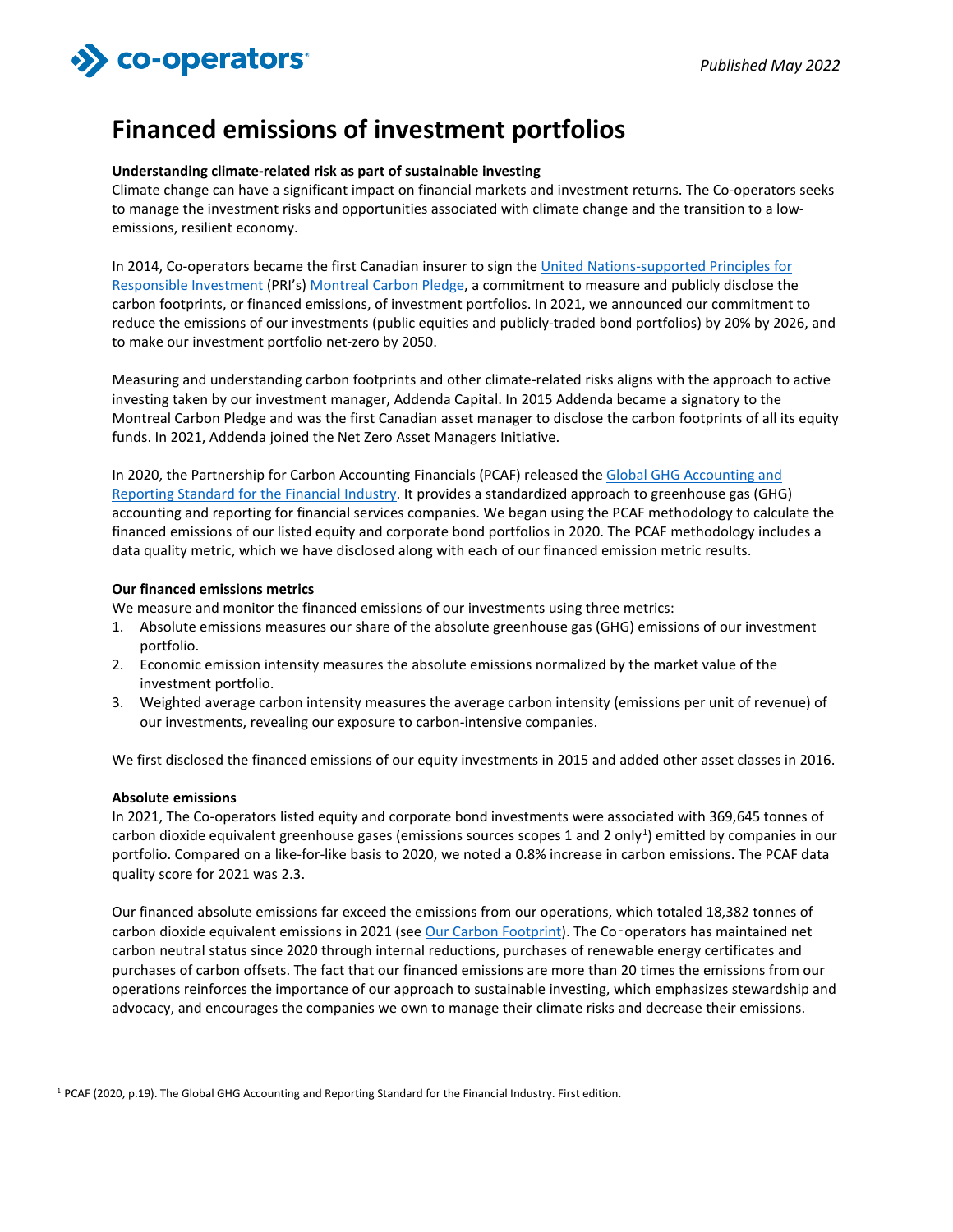*Published May 2022*

# Financed emissions of investment portfolios

**Understanding climate-related risk as part of sustainable investing**

Climate change can have a significant impact on financial markets and investment returns. The Co-operators seeks to manage the investment risks and opportunities associated with climate change and the transition to a low-emissions, resilient economy.

In 2014, Co-operators became the first Canadian insurer to sign the United Nations-supported Principles for Responsible Investment (PRI's) Montreal Carbon Pledge, a commitment to measure and publicly disclose the carbon footprints, or financed emissions, of investment portfolios. In 2021, we announced our commitment to reduce the emissions of our investments (public equities and publicly-traded bond portfolios) by 20% by 2026, and to make our investment portfolio net-zero by 2050.

Measuring and understanding carbon footprints and other climate-related risks aligns with the approach to active investing taken by our investment manager, Addenda Capital. In 2015 Addenda became a signatory to the Montreal Carbon Pledge and was the first Canadian asset manager to disclose the carbon footprints of all its equity funds. In 2021, Addenda joined the Net Zero Asset Managers Initiative.

In 2020, the Partnership for Carbon Accounting Financials (PCAF) released the Global GHG Accounting and Reporting Standard for the Financial Industry. It provides a standardized approach to greenhouse gas (GHG) accounting and reporting for financial services companies. We began using the PCAF methodology to calculate the financed emissions of our listed equity and corporate bond portfolios in 2020. The PCAF methodology includes a data quality metric, which we have disclosed along with each of our financed emission metric results.

**Our financed emissions metrics**

We measure and monitor the financed emissions of our investments using three metrics:

1. Absolute emissions measures our share of the absolute greenhouse gas (GHG) emissions of our investment portfolio.
2. Economic emission intensity measures the absolute emissions normalized by the market value of the investment portfolio.
3. Weighted average carbon intensity measures the average carbon intensity (emissions per unit of revenue) of our investments, revealing our exposure to carbon-intensive companies.

We first disclosed the financed emissions of our equity investments in 2015 and added other asset classes in 2016.

**Absolute emissions**

In 2021, The Co-operators listed equity and corporate bond investments were associated with 369,645 tonnes of carbon dioxide equivalent greenhouse gases (emissions sources scopes 1 and 2 only[1]) emitted by companies in our portfolio. Compared on a like-for-like basis to 2020, we noted a 0.8% increase in carbon emissions. The PCAF data quality score for 2021 was 2.3.

Our financed absolute emissions far exceed the emissions from our operations, which totaled 18,382 tonnes of carbon dioxide equivalent emissions in 2021 (see Our Carbon Footprint). The Co-operators has maintained net carbon neutral status since 2020 through internal reductions, purchases of renewable energy certificates and purchases of carbon offsets. The fact that our financed emissions are more than 20 times the emissions from our operations reinforces the importance of our approach to sustainable investing, which emphasizes stewardship and advocacy, and encourages the companies we own to manage their climate risks and decrease their emissions.

[1] PCAF (2020, p.19). The Global GHG Accounting and Reporting Standard for the Financial Industry. First edition.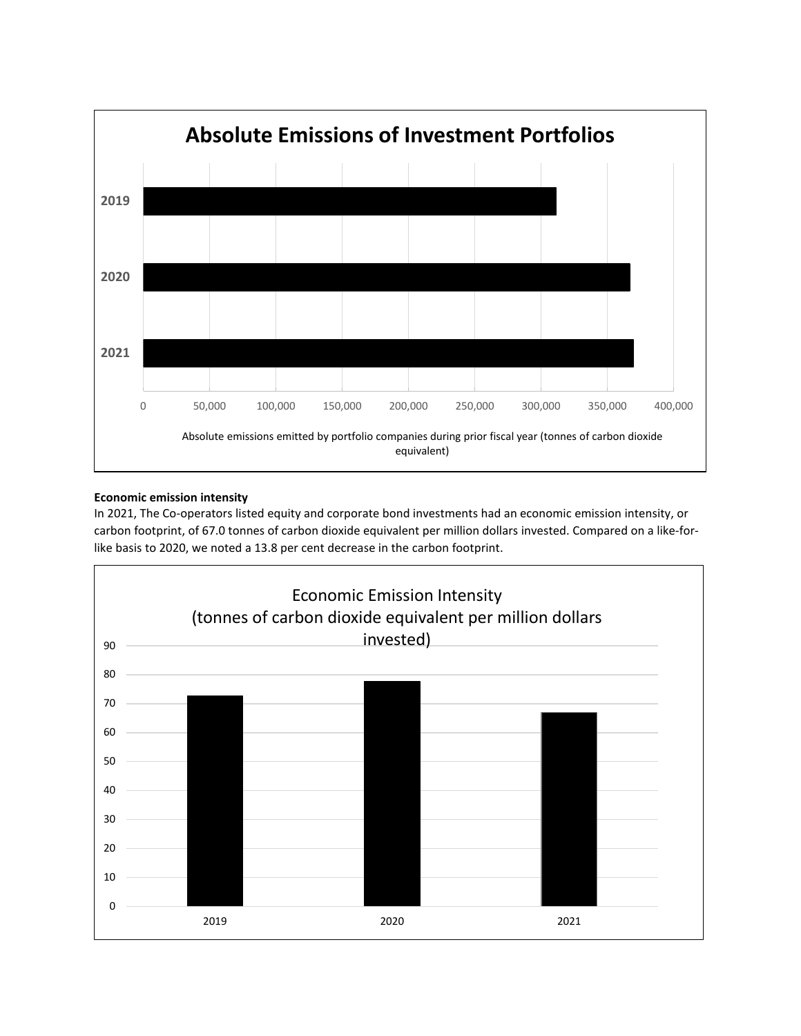## Absolute Emissions of Investment Portfolios

| Year | Absolute emissions emitted by portfolio companies during prior fiscal year (tonnes of carbon dioxide equivalent) |
|---|---|
| 2019 | ~311,000 |
| 2020 | ~367,000 |
| 2021 | ~370,000 |

**Economic emission intensity**

In 2021, The Co-operators listed equity and corporate bond investments had an economic emission intensity, or carbon footprint, of 67.0 tonnes of carbon dioxide equivalent per million dollars invested. Compared on a like-for-like basis to 2020, we noted a 13.8 per cent decrease in the carbon footprint.

## Economic Emission Intensity (tonnes of carbon dioxide equivalent per million dollars invested)

| Year | Economic Emission Intensity |
|---|---|
| 2019 | ~73 |
| 2020 | ~78 |
| 2021 | 67.0 |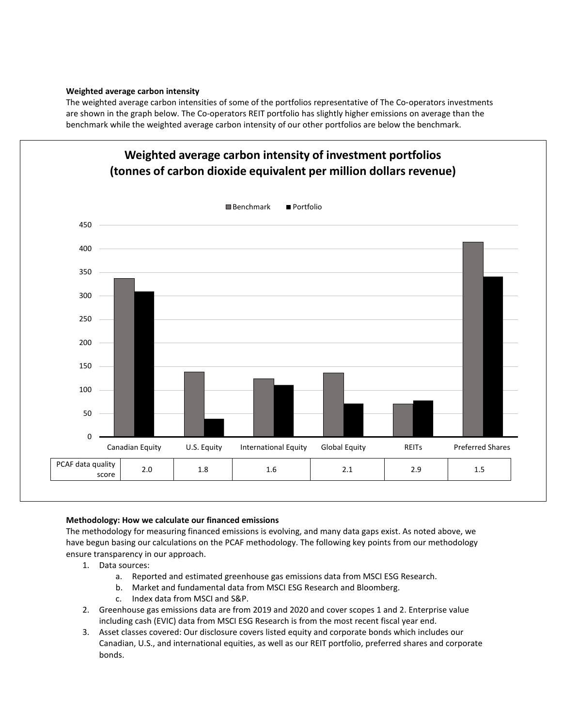**Weighted average carbon intensity**

The weighted average carbon intensities of some of the portfolios representative of The Co-operators investments are shown in the graph below. The Co-operators REIT portfolio has slightly higher emissions on average than the benchmark while the weighted average carbon intensity of our other portfolios are below the benchmark.

**Weighted average carbon intensity of investment portfolios (tonnes of carbon dioxide equivalent per million dollars revenue)**

| PCAF data quality score | Canadian Equity | U.S. Equity | International Equity | Global Equity | REITs | Preferred Shares |
|---|---|---|---|---|---|---|
| | 2.0 | 1.8 | 1.6 | 2.1 | 2.9 | 1.5 |

**Methodology: How we calculate our financed emissions**

The methodology for measuring financed emissions is evolving, and many data gaps exist. As noted above, we have begun basing our calculations on the PCAF methodology. The following key points from our methodology ensure transparency in our approach.

1. Data sources:
    a. Reported and estimated greenhouse gas emissions data from MSCI ESG Research.
    b. Market and fundamental data from MSCI ESG Research and Bloomberg.
    c. Index data from MSCI and S&P.
2. Greenhouse gas emissions data are from 2019 and 2020 and cover scopes 1 and 2. Enterprise value including cash (EVIC) data from MSCI ESG Research is from the most recent fiscal year end.
3. Asset classes covered: Our disclosure covers listed equity and corporate bonds which includes our Canadian, U.S., and international equities, as well as our REIT portfolio, preferred shares and corporate bonds.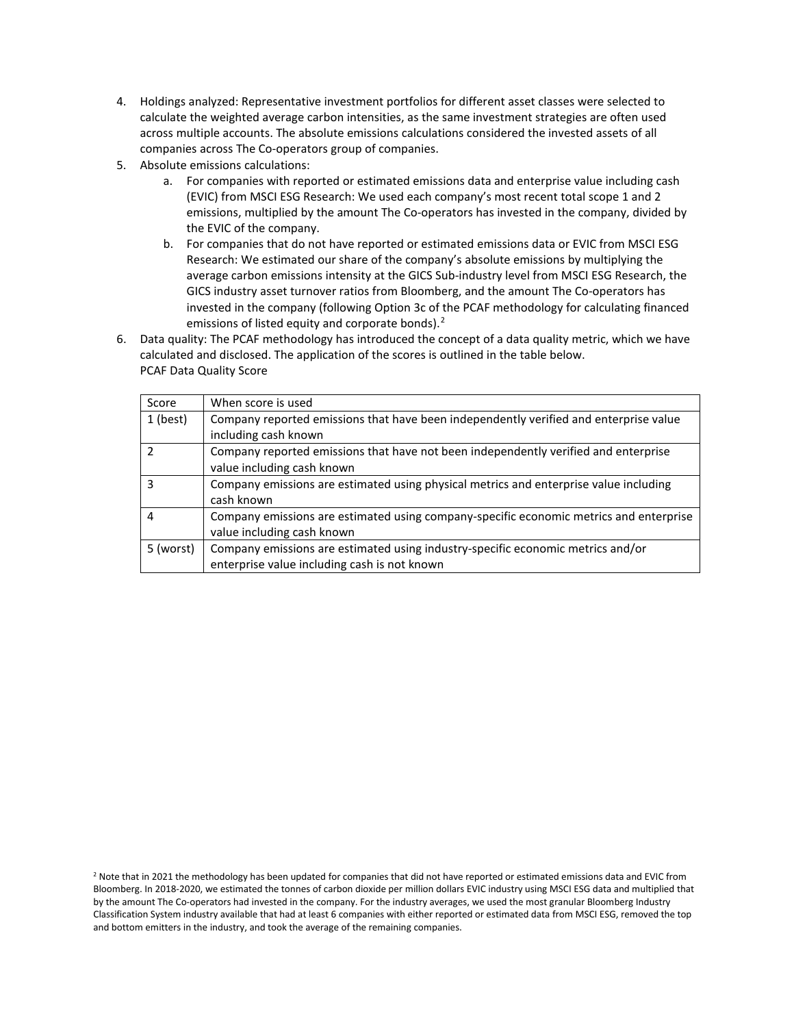4. Holdings analyzed: Representative investment portfolios for different asset classes were selected to calculate the weighted average carbon intensities, as the same investment strategies are often used across multiple accounts. The absolute emissions calculations considered the invested assets of all companies across The Co-operators group of companies.
5. Absolute emissions calculations:
    a. For companies with reported or estimated emissions data and enterprise value including cash (EVIC) from MSCI ESG Research: We used each company's most recent total scope 1 and 2 emissions, multiplied by the amount The Co-operators has invested in the company, divided by the EVIC of the company.
    b. For companies that do not have reported or estimated emissions data or EVIC from MSCI ESG Research: We estimated our share of the company's absolute emissions by multiplying the average carbon emissions intensity at the GICS Sub-industry level from MSCI ESG Research, the GICS industry asset turnover ratios from Bloomberg, and the amount The Co-operators has invested in the company (following Option 3c of the PCAF methodology for calculating financed emissions of listed equity and corporate bonds).[2]
6. Data quality: The PCAF methodology has introduced the concept of a data quality metric, which we have calculated and disclosed. The application of the scores is outlined in the table below.
   PCAF Data Quality Score

| Score | When score is used |
|---|---|
| 1 (best) | Company reported emissions that have been independently verified and enterprise value including cash known |
| 2 | Company reported emissions that have not been independently verified and enterprise value including cash known |
| 3 | Company emissions are estimated using physical metrics and enterprise value including cash known |
| 4 | Company emissions are estimated using company-specific economic metrics and enterprise value including cash known |
| 5 (worst) | Company emissions are estimated using industry-specific economic metrics and/or enterprise value including cash is not known |

[2] Note that in 2021 the methodology has been updated for companies that did not have reported or estimated emissions data and EVIC from Bloomberg. In 2018-2020, we estimated the tonnes of carbon dioxide per million dollars EVIC industry using MSCI ESG data and multiplied that by the amount The Co-operators had invested in the company. For the industry averages, we used the most granular Bloomberg Industry Classification System industry available that had at least 6 companies with either reported or estimated data from MSCI ESG, removed the top and bottom emitters in the industry, and took the average of the remaining companies.